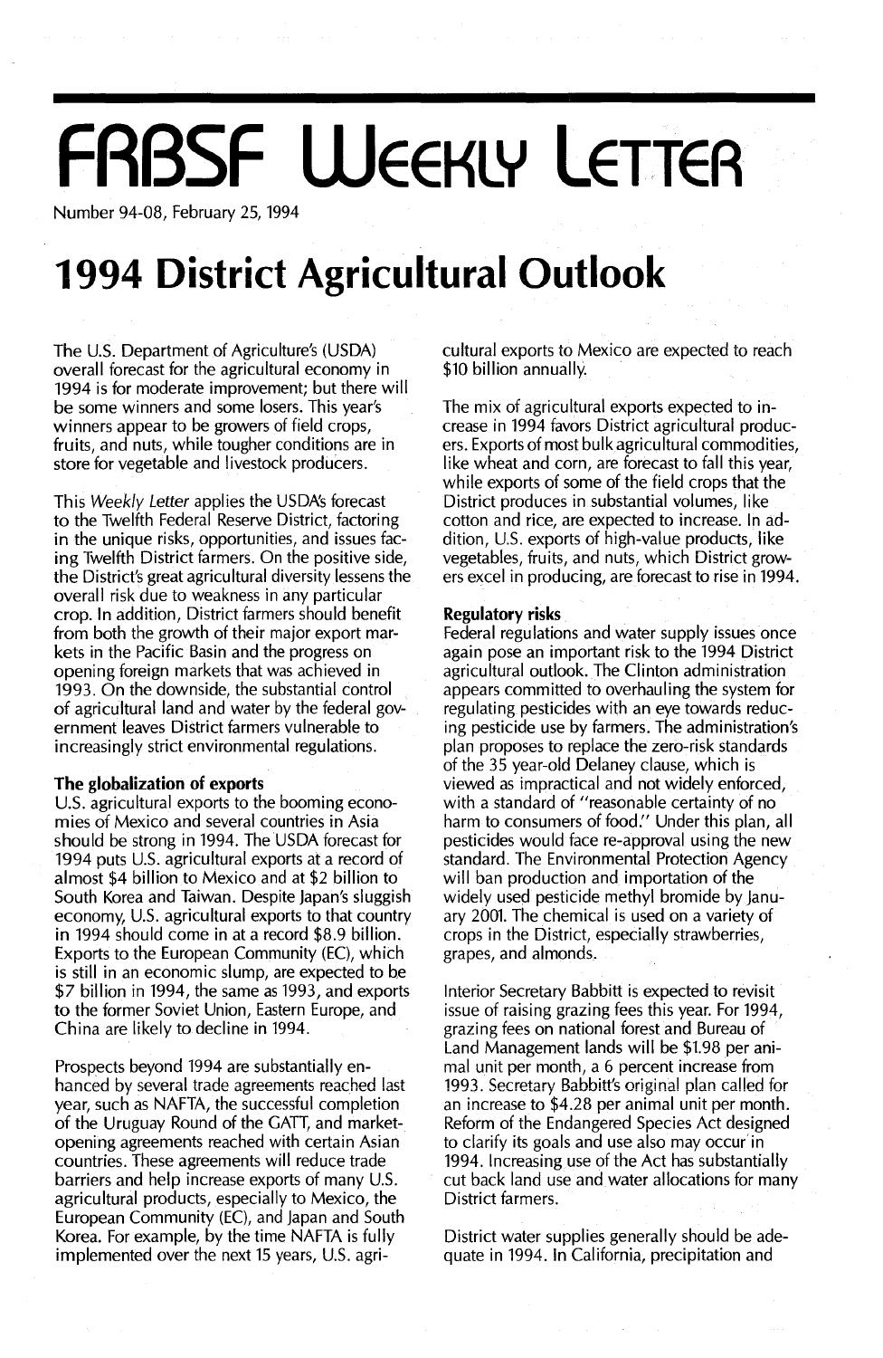# FRBSF Weekly Letter

Number 94-08, February 25, 1994

# 1994 District Agricultural Outlook

The U.S. Department of Agriculture's (USDA) overall forecast for the agricultural economy in 1994 is for moderate improvement; but there will be some winners and some losers. This year's winners appear to be growers of field crops, fruits, and nuts, while tougher conditions are in store for vegetable and livestock producers.

This *Weekly Letter* applies the USDA's forecast to the Twelfth Federal Reserve District, factoring in the unique risks, opportunities, and issues facing Twelfth District farmers. On the positive side, the District's great agricultural diversity lessens the overall risk due to weakness in any particular crop. In addition, District farmers should benefit from both the growth of their major export markets in the Pacific Basin and the progress on opening foreign markets that was achieved in 1993. On the downside, the substantial control of agricultural land and water by the federal government leaves District farmers vulnerable to increasingly strict environmental regulations.

## The globalization of exports

U.S. agricultural exports to the booming economies of Mexico and several countries in Asia should be strong in 1994. The USDA forecast for 1994 puts U.S. agricultural exports at a record of almost $4 billion to Mexico and at $2 billion to South Korea and Taiwan. Despite Japan's sluggish economy, U.S. agricultural exports to that country in 1994 should come in at a record $8.9 billion. Exports to the European Community (EC), which is still in an economic slump, are expected to be $7 billion in 1994, the same as 1993, and exports to the former Soviet Union, Eastern Europe, and China are likely to decline in 1994.

Prospects beyond 1994 are substantially enhanced by several trade agreements reached last year, such as NAFTA, the successful completion of the Uruguay Round of the GATT, and market-opening agreements reached with certain Asian countries. These agreements will reduce trade barriers and help increase exports of many U.S. agricultural products, especially to Mexico, the European Community (EC), and Japan and South Korea. For example, by the time NAFTA is fully implemented over the next 15 years, U.S. agricultural exports to Mexico are expected to reach $10 billion annually.

The mix of agricultural exports expected to increase in 1994 favors District agricultural producers. Exports of most bulk agricultural commodities, like wheat and corn, are forecast to fall this year, while exports of some of the field crops that the District produces in substantial volumes, like cotton and rice, are expected to increase. In addition, U.S. exports of high-value products, like vegetables, fruits, and nuts, which District growers excel in producing, are forecast to rise in 1994.

## Regulatory risks

Federal regulations and water supply issues once again pose an important risk to the 1994 District agricultural outlook. The Clinton administration appears committed to overhauling the system for regulating pesticides with an eye towards reducing pesticide use by farmers. The administration's plan proposes to replace the zero-risk standards of the 35 year-old Delaney clause, which is viewed as impractical and not widely enforced, with a standard of "reasonable certainty of no harm to consumers of food." Under this plan, all pesticides would face re-approval using the new standard. The Environmental Protection Agency will ban production and importation of the widely used pesticide methyl bromide by January 2001. The chemical is used on a variety of crops in the District, especially strawberries, grapes, and almonds.

Interior Secretary Babbitt is expected to revisit issue of raising grazing fees this year. For 1994, grazing fees on national forest and Bureau of Land Management lands will be $1.98 per animal unit per month, a 6 percent increase from 1993. Secretary Babbitt's original plan called for an increase to $4.28 per animal unit per month. Reform of the Endangered Species Act designed to clarify its goals and use also may occur in 1994. Increasing use of the Act has substantially cut back land use and water allocations for many District farmers.

District water supplies generally should be adequate in 1994. In California, precipitation and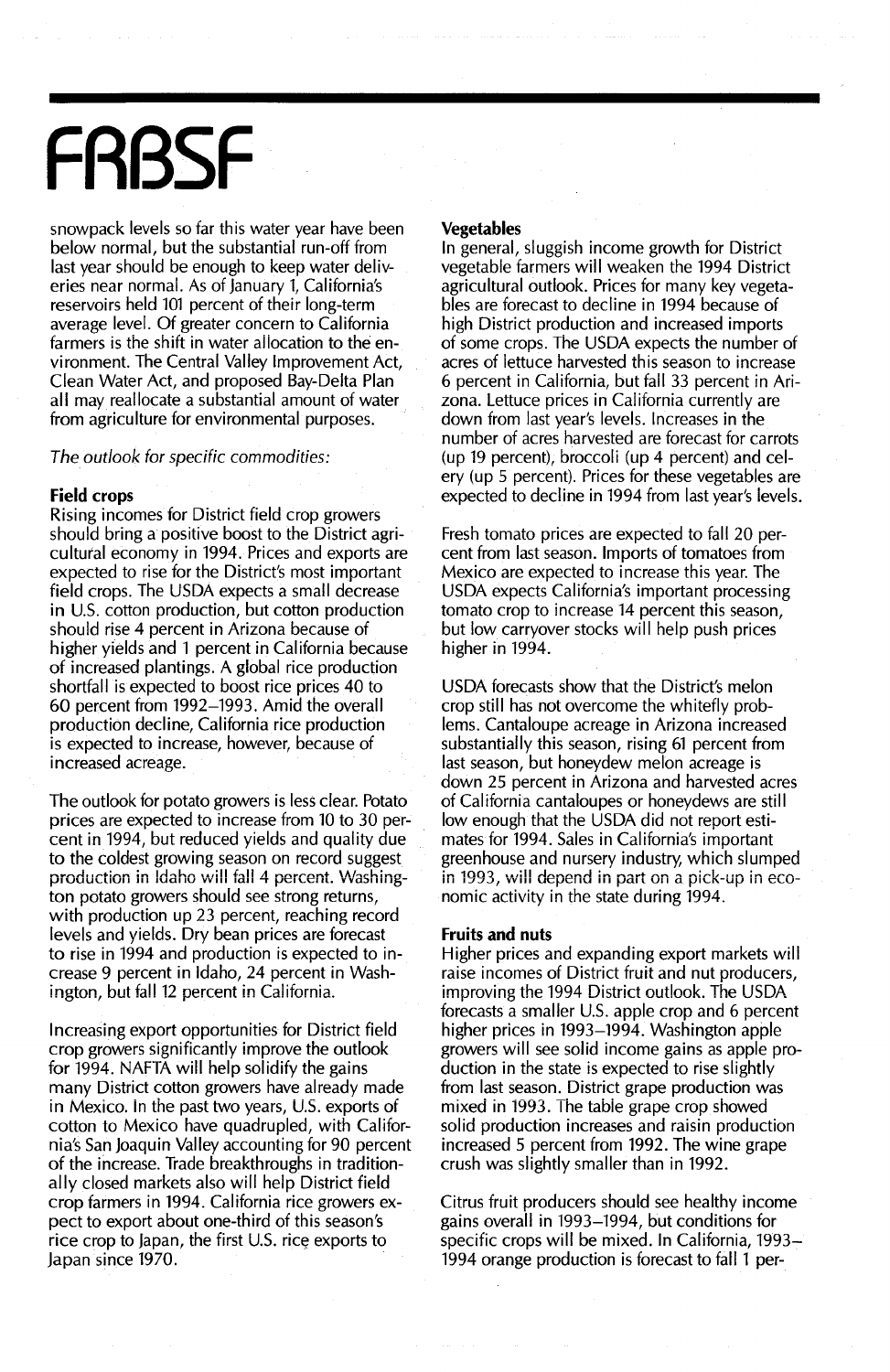snowpack levels so far this water year have been below normal, but the substantial run-off from last year should be enough to keep water deliveries near normal. As of January 1, California's reservoirs held 101 percent of their long-term average level. Of greater concern to California farmers is the shift in water allocation to the environment. The Central Valley Improvement Act, Clean Water Act, and proposed Bay-Delta Plan all may reallocate a substantial amount of water from agriculture for environmental purposes.

*The outlook for specific commodities:*

**Field crops**

Rising incomes for District field crop growers should bring a positive boost to the District agricultural economy in 1994. Prices and exports are expected to rise for the District's most important field crops. The USDA expects a small decrease in U.S. cotton production, but cotton production should rise 4 percent in Arizona because of higher yields and 1 percent in California because of increased plantings. A global rice production shortfall is expected to boost rice prices 40 to 60 percent from 1992–1993. Amid the overall production decline, California rice production is expected to increase, however, because of increased acreage.

The outlook for potato growers is less clear. Potato prices are expected to increase from 10 to 30 percent in 1994, but reduced yields and quality due to the coldest growing season on record suggest production in Idaho will fall 4 percent. Washington potato growers should see strong returns, with production up 23 percent, reaching record levels and yields. Dry bean prices are forecast to rise in 1994 and production is expected to increase 9 percent in Idaho, 24 percent in Washington, but fall 12 percent in California.

Increasing export opportunities for District field crop growers significantly improve the outlook for 1994. NAFTA will help solidify the gains many District cotton growers have already made in Mexico. In the past two years, U.S. exports of cotton to Mexico have quadrupled, with California's San Joaquin Valley accounting for 90 percent of the increase. Trade breakthroughs in traditionally closed markets also will help District field crop farmers in 1994. California rice growers expect to export about one-third of this season's rice crop to Japan, the first U.S. rice exports to Japan since 1970.

**Vegetables**

In general, sluggish income growth for District vegetable farmers will weaken the 1994 District agricultural outlook. Prices for many key vegetables are forecast to decline in 1994 because of high District production and increased imports of some crops. The USDA expects the number of acres of lettuce harvested this season to increase 6 percent in California, but fall 33 percent in Arizona. Lettuce prices in California currently are down from last year's levels. Increases in the number of acres harvested are forecast for carrots (up 19 percent), broccoli (up 4 percent) and celery (up 5 percent). Prices for these vegetables are expected to decline in 1994 from last year's levels.

Fresh tomato prices are expected to fall 20 percent from last season. Imports of tomatoes from Mexico are expected to increase this year. The USDA expects California's important processing tomato crop to increase 14 percent this season, but low carryover stocks will help push prices higher in 1994.

USDA forecasts show that the District's melon crop still has not overcome the whitefly problems. Cantaloupe acreage in Arizona increased substantially this season, rising 61 percent from last season, but honeydew melon acreage is down 25 percent in Arizona and harvested acres of California cantaloupes or honeydews are still low enough that the USDA did not report estimates for 1994. Sales in California's important greenhouse and nursery industry, which slumped in 1993, will depend in part on a pick-up in economic activity in the state during 1994.

**Fruits and nuts**

Higher prices and expanding export markets will raise incomes of District fruit and nut producers, improving the 1994 District outlook. The USDA forecasts a smaller U.S. apple crop and 6 percent higher prices in 1993–1994. Washington apple growers will see solid income gains as apple production in the state is expected to rise slightly from last season. District grape production was mixed in 1993. The table grape crop showed solid production increases and raisin production increased 5 percent from 1992. The wine grape crush was slightly smaller than in 1992.

Citrus fruit producers should see healthy income gains overall in 1993–1994, but conditions for specific crops will be mixed. In California, 1993–1994 orange production is forecast to fall 1 per-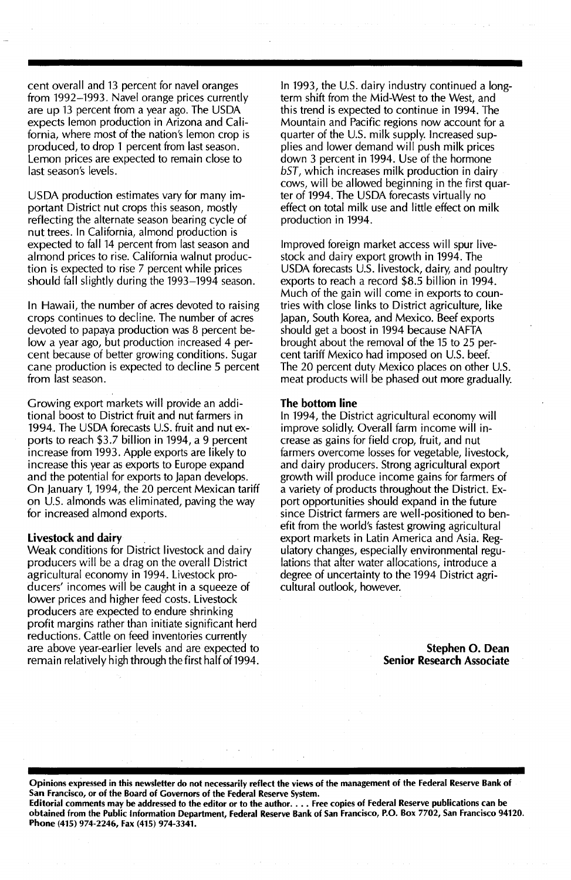cent overall and 13 percent for navel oranges from 1992–1993. Navel orange prices currently are up 13 percent from a year ago. The USDA expects lemon production in Arizona and California, where most of the nation's lemon crop is produced, to drop 1 percent from last season. Lemon prices are expected to remain close to last season's levels.

USDA production estimates vary for many important District nut crops this season, mostly reflecting the alternate season bearing cycle of nut trees. In California, almond production is expected to fall 14 percent from last season and almond prices to rise. California walnut production is expected to rise 7 percent while prices should fall slightly during the 1993–1994 season.

In Hawaii, the number of acres devoted to raising crops continues to decline. The number of acres devoted to papaya production was 8 percent below a year ago, but production increased 4 percent because of better growing conditions. Sugar cane production is expected to decline 5 percent from last season.

Growing export markets will provide an additional boost to District fruit and nut farmers in 1994. The USDA forecasts U.S. fruit and nut exports to reach $3.7 billion in 1994, a 9 percent increase from 1993. Apple exports are likely to increase this year as exports to Europe expand and the potential for exports to Japan develops. On January 1, 1994, the 20 percent Mexican tariff on U.S. almonds was eliminated, paving the way for increased almond exports.

**Livestock and dairy**

Weak conditions for District livestock and dairy producers will be a drag on the overall District agricultural economy in 1994. Livestock producers' incomes will be caught in a squeeze of lower prices and higher feed costs. Livestock producers are expected to endure shrinking profit margins rather than initiate significant herd reductions. Cattle on feed inventories currently are above year-earlier levels and are expected to remain relatively high through the first half of 1994.

In 1993, the U.S. dairy industry continued a long-term shift from the Mid-West to the West, and this trend is expected to continue in 1994. The Mountain and Pacific regions now account for a quarter of the U.S. milk supply. Increased supplies and lower demand will push milk prices down 3 percent in 1994. Use of the hormone *bST*, which increases milk production in dairy cows, will be allowed beginning in the first quarter of 1994. The USDA forecasts virtually no effect on total milk use and little effect on milk production in 1994.

Improved foreign market access will spur livestock and dairy export growth in 1994. The USDA forecasts U.S. livestock, dairy, and poultry exports to reach a record $8.5 billion in 1994. Much of the gain will come in exports to countries with close links to District agriculture, like Japan, South Korea, and Mexico. Beef exports should get a boost in 1994 because NAFTA brought about the removal of the 15 to 25 percent tariff Mexico had imposed on U.S. beef. The 20 percent duty Mexico places on other U.S. meat products will be phased out more gradually.

**The bottom line**

In 1994, the District agricultural economy will improve solidly. Overall farm income will increase as gains for field crop, fruit, and nut farmers overcome losses for vegetable, livestock, and dairy producers. Strong agricultural export growth will produce income gains for farmers of a variety of products throughout the District. Export opportunities should expand in the future since District farmers are well-positioned to benefit from the world's fastest growing agricultural export markets in Latin America and Asia. Regulatory changes, especially environmental regulations that alter water allocations, introduce a degree of uncertainty to the 1994 District agricultural outlook, however.

**Stephen O. Dean**
**Senior Research Associate**

**Opinions expressed in this newsletter do not necessarily reflect the views of the management of the Federal Reserve Bank of San Francisco, or of the Board of Governors of the Federal Reserve System.**
**Editorial comments may be addressed to the editor or to the author. . . . Free copies of Federal Reserve publications can be obtained from the Public Information Department, Federal Reserve Bank of San Francisco, P.O. Box 7702, San Francisco 94120. Phone (415) 974-2246, Fax (415) 974-3341.**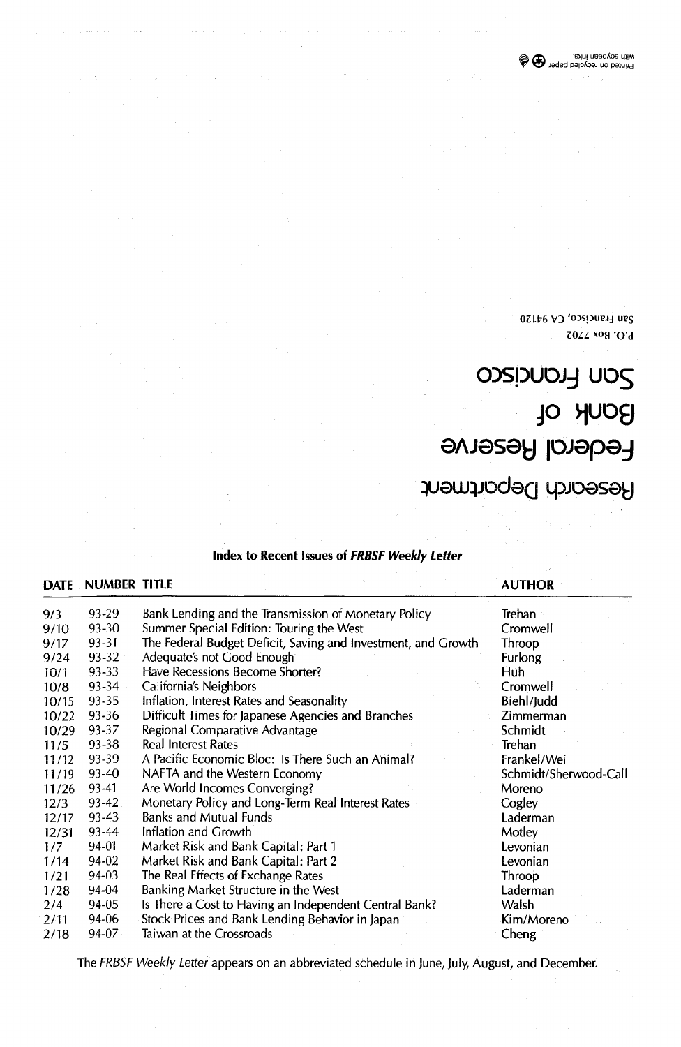Printed on recycled paper with soybean inks.

Research Department

Federal Reserve

Bank of

San Francisco

P.O. Box 7702

San Francisco, CA 94120

**Index to Recent Issues of *FRBSF Weekly Letter***

| DATE | NUMBER | TITLE | AUTHOR |
|---|---|---|---|
| 9/3 | 93-29 | Bank Lending and the Transmission of Monetary Policy | Trehan |
| 9/10 | 93-30 | Summer Special Edition: Touring the West | Cromwell |
| 9/17 | 93-31 | The Federal Budget Deficit, Saving and Investment, and Growth | Throop |
| 9/24 | 93-32 | Adequate's not Good Enough | Furlong |
| 10/1 | 93-33 | Have Recessions Become Shorter? | Huh |
| 10/8 | 93-34 | California's Neighbors | Cromwell |
| 10/15 | 93-35 | Inflation, Interest Rates and Seasonality | Biehl/Judd |
| 10/22 | 93-36 | Difficult Times for Japanese Agencies and Branches | Zimmerman |
| 10/29 | 93-37 | Regional Comparative Advantage | Schmidt |
| 11/5 | 93-38 | Real Interest Rates | Trehan |
| 11/12 | 93-39 | A Pacific Economic Bloc: Is There Such an Animal? | Frankel/Wei |
| 11/19 | 93-40 | NAFTA and the Western Economy | Schmidt/Sherwood-Call |
| 11/26 | 93-41 | Are World Incomes Converging? | Moreno |
| 12/3 | 93-42 | Monetary Policy and Long-Term Real Interest Rates | Cogley |
| 12/17 | 93-43 | Banks and Mutual Funds | Laderman |
| 12/31 | 93-44 | Inflation and Growth | Motley |
| 1/7 | 94-01 | Market Risk and Bank Capital: Part 1 | Levonian |
| 1/14 | 94-02 | Market Risk and Bank Capital: Part 2 | Levonian |
| 1/21 | 94-03 | The Real Effects of Exchange Rates | Throop |
| 1/28 | 94-04 | Banking Market Structure in the West | Laderman |
| 2/4 | 94-05 | Is There a Cost to Having an Independent Central Bank? | Walsh |
| 2/11 | 94-06 | Stock Prices and Bank Lending Behavior in Japan | Kim/Moreno |
| 2/18 | 94-07 | Taiwan at the Crossroads | Cheng |

The *FRBSF Weekly Letter* appears on an abbreviated schedule in June, July, August, and December.